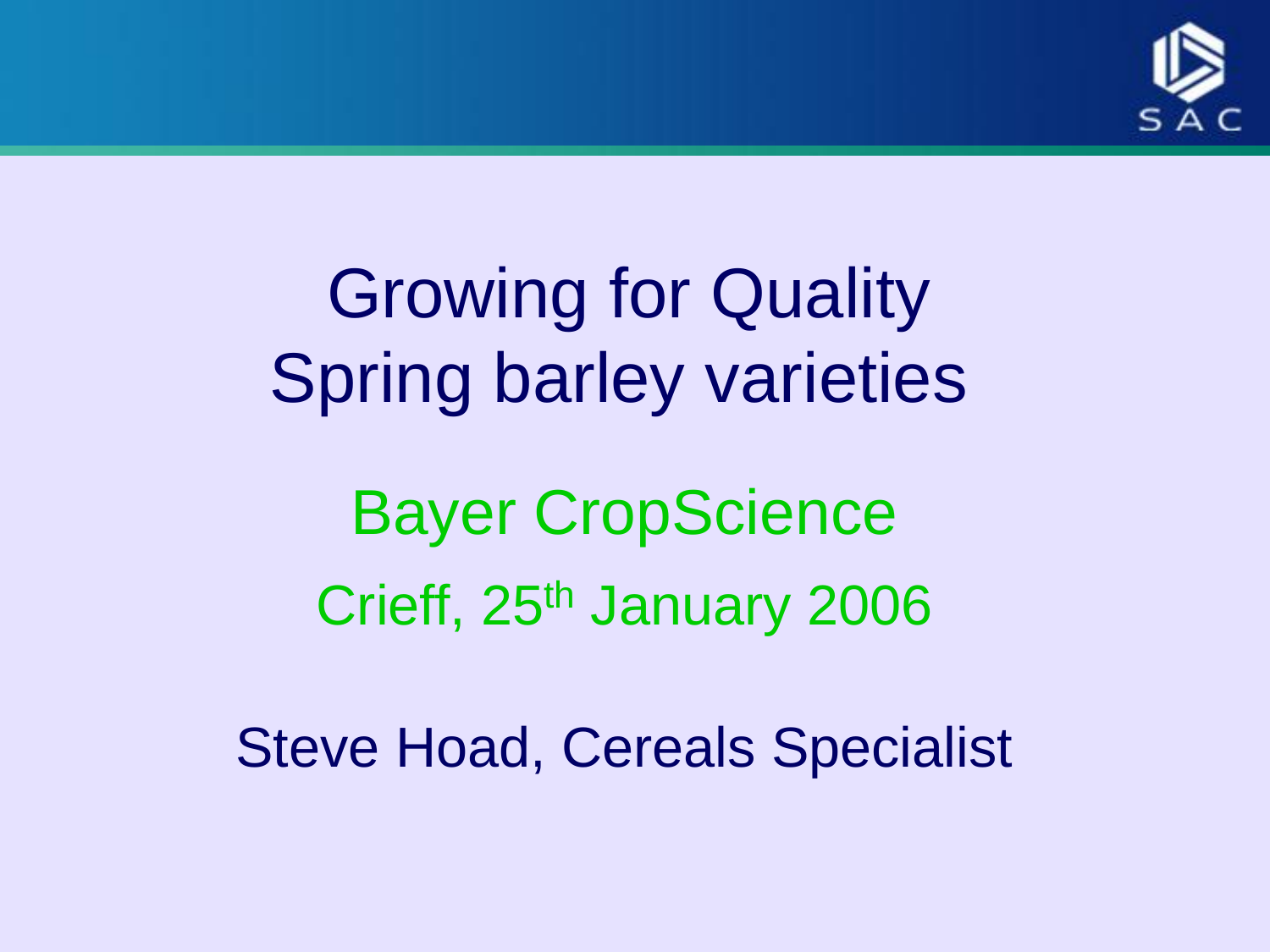# Growing for Quality
# Spring barley varieties

Bayer CropScience

Crieff, 25th January 2006

Steve Hoad, Cereals Specialist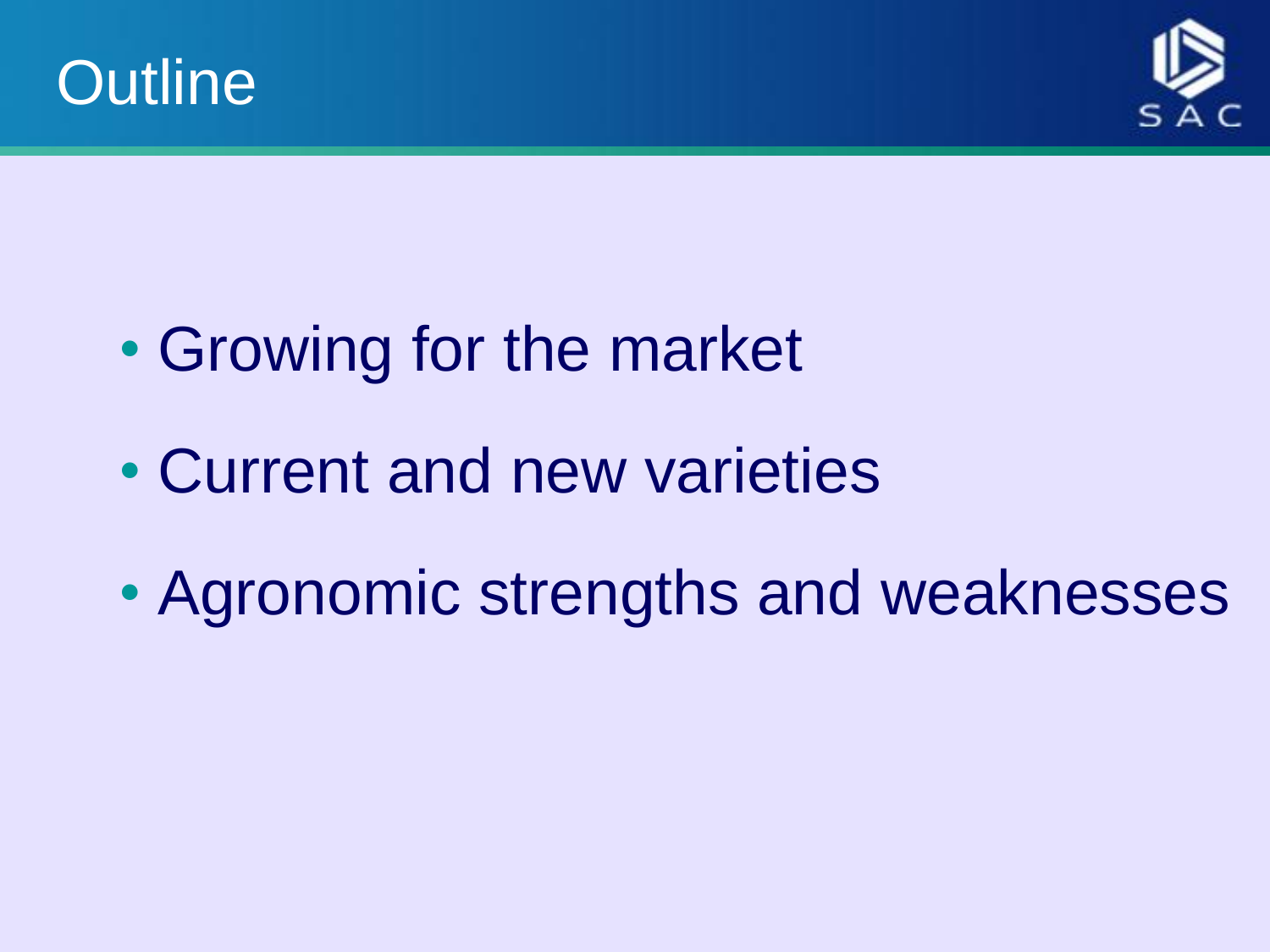# Outline

- Growing for the market
- Current and new varieties
- Agronomic strengths and weaknesses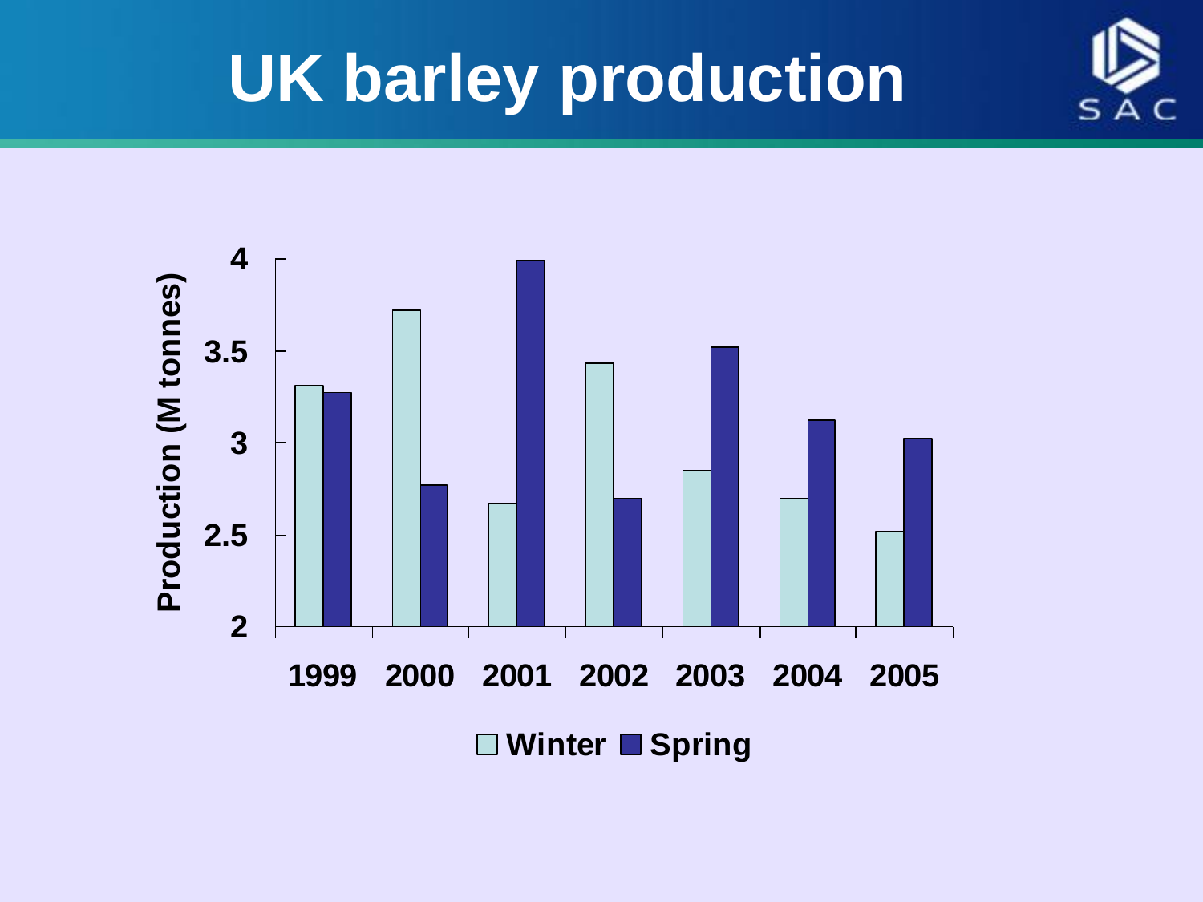# UK barley production

| Year | Winter | Spring |
|---|---|---|
| 1999 | 3.31 | 3.27 |
| 2000 | 3.72 | 2.77 |
| 2001 | 2.67 | 3.99 |
| 2002 | 3.43 | 2.70 |
| 2003 | 2.85 | 3.52 |
| 2004 | 2.70 | 3.12 |
| 2005 | 2.52 | 3.02 |

Production (M tonnes)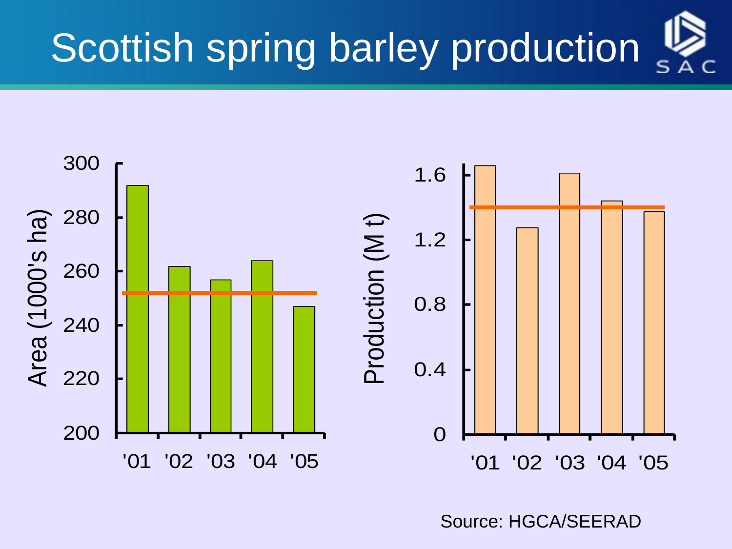# Scottish spring barley production

Source: HGCA/SEERAD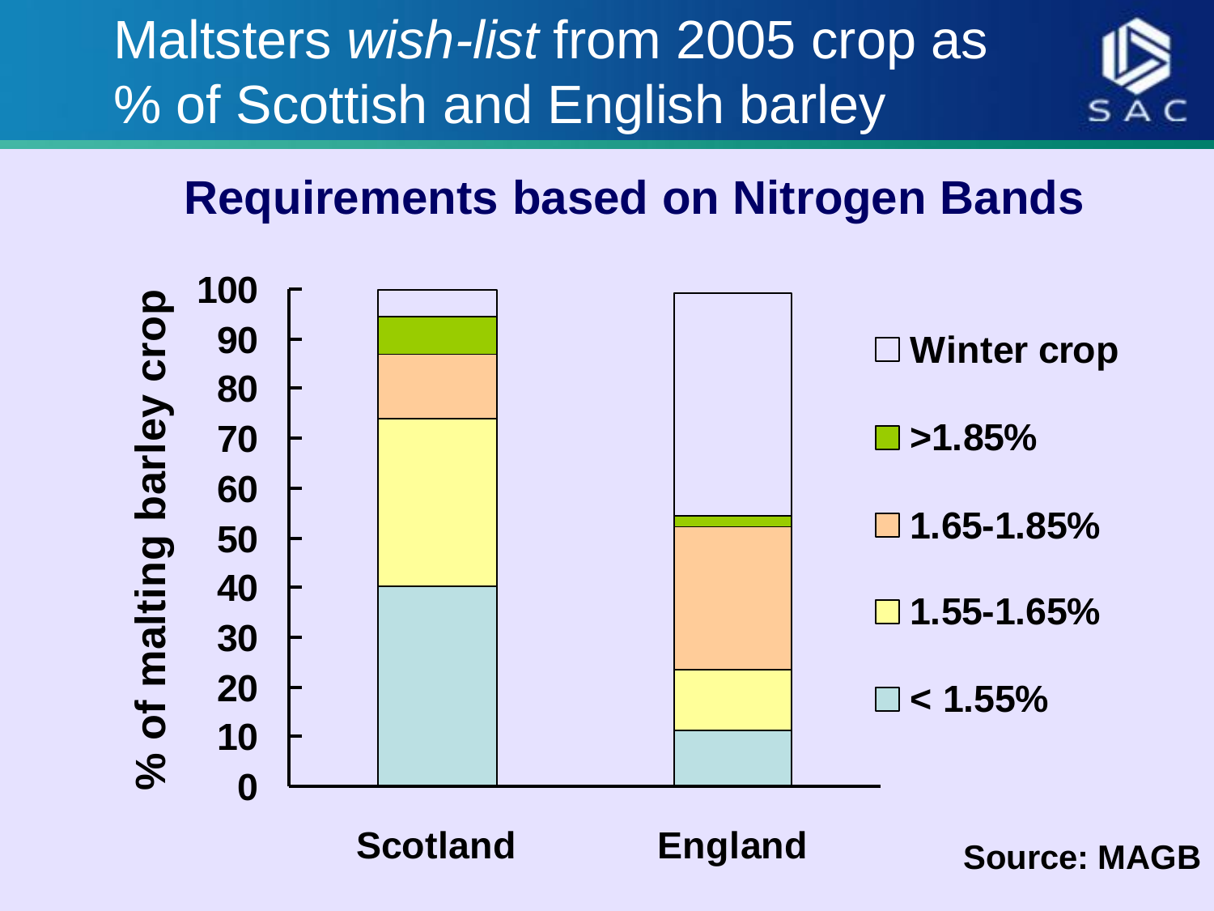# Maltsters *wish-list* from 2005 crop as % of Scottish and English barley

## Requirements based on Nitrogen Bands

% of malting barley crop

100
90
80
70
60
50
40
30
20
10
0

Scotland

England

☐ Winter crop

■ >1.85%

☐ 1.65-1.85%

☐ 1.55-1.65%

☐ < 1.55%

**Source: MAGB**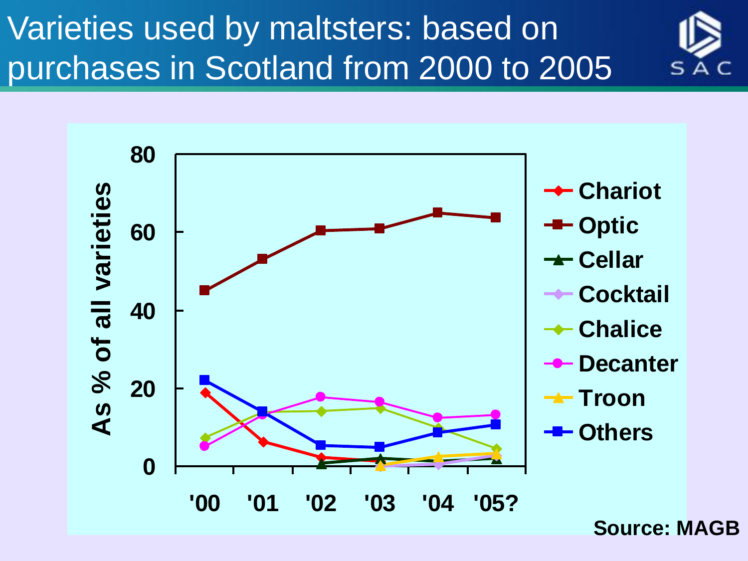# Varieties used by maltsters: based on purchases in Scotland from 2000 to 2005

As % of all varieties

80
60
40
20
0

'00 '01 '02 '03 '04 '05?

- Chariot
- Optic
- Cellar
- Cocktail
- Chalice
- Decanter
- Troon
- Others

**Source: MAGB**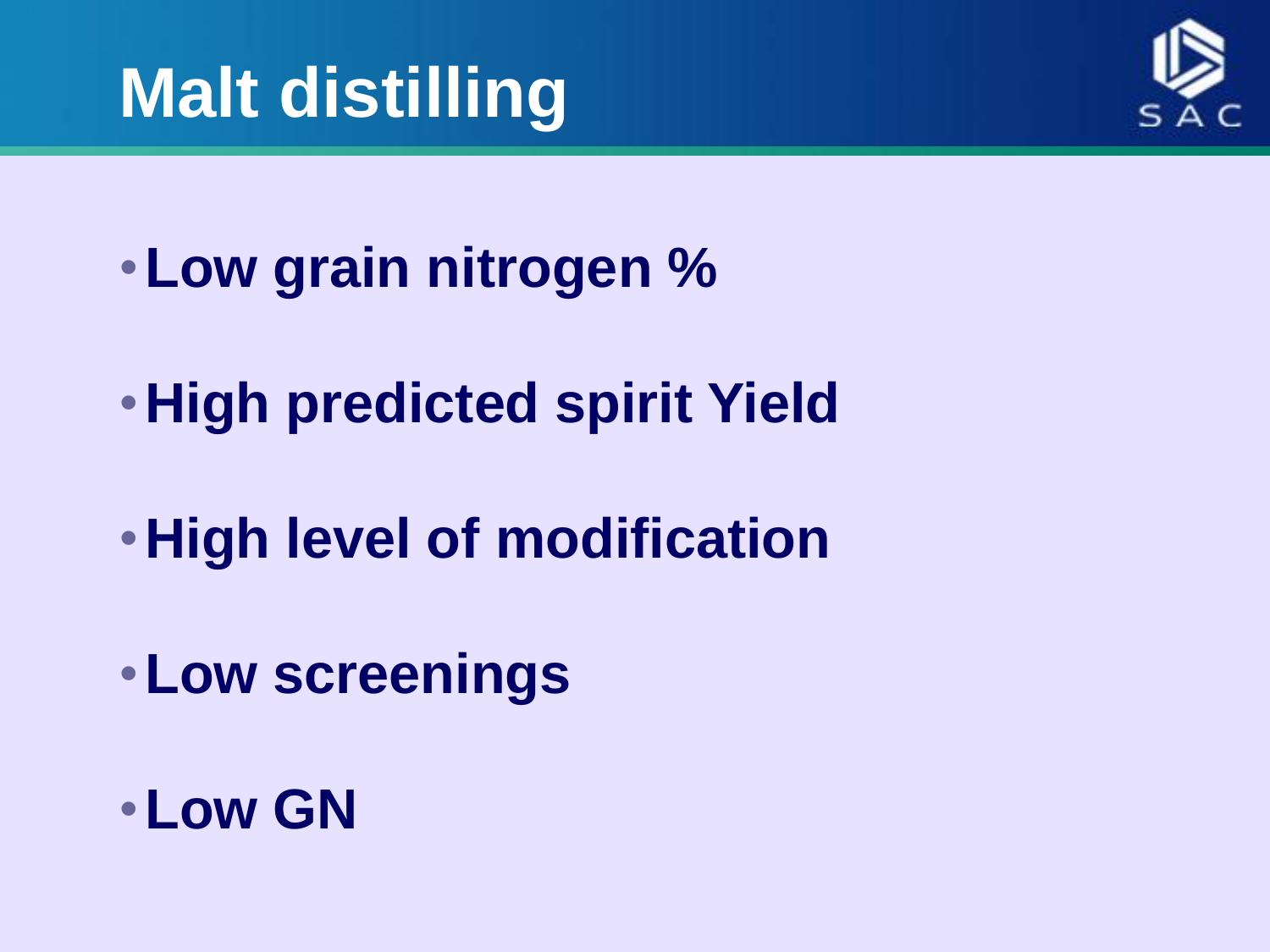# Malt distilling

- **Low grain nitrogen %**
- **High predicted spirit Yield**
- **High level of modification**
- **Low screenings**
- **Low GN**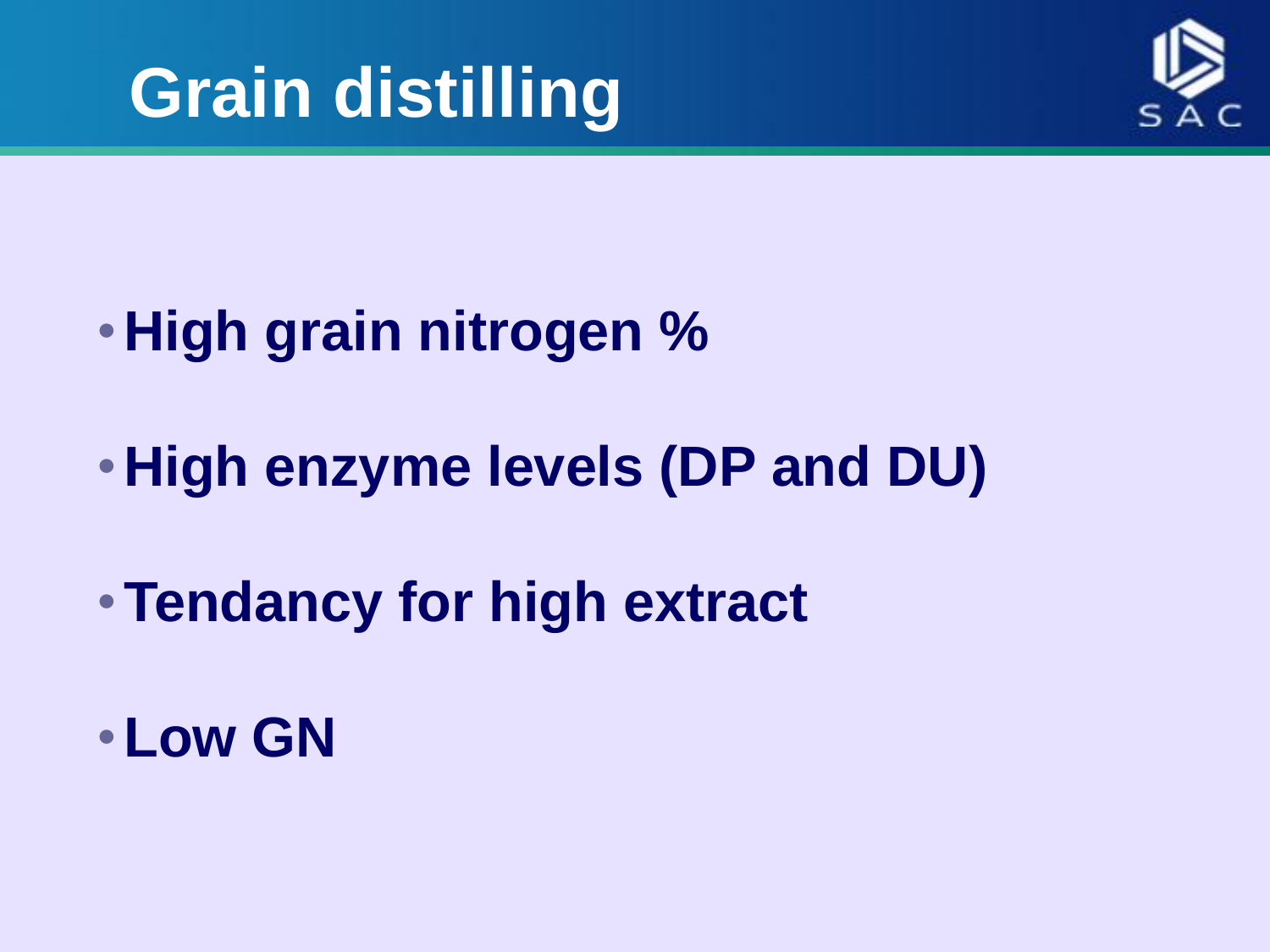# Grain distilling

- High grain nitrogen %
- High enzyme levels (DP and DU)
- Tendancy for high extract
- Low GN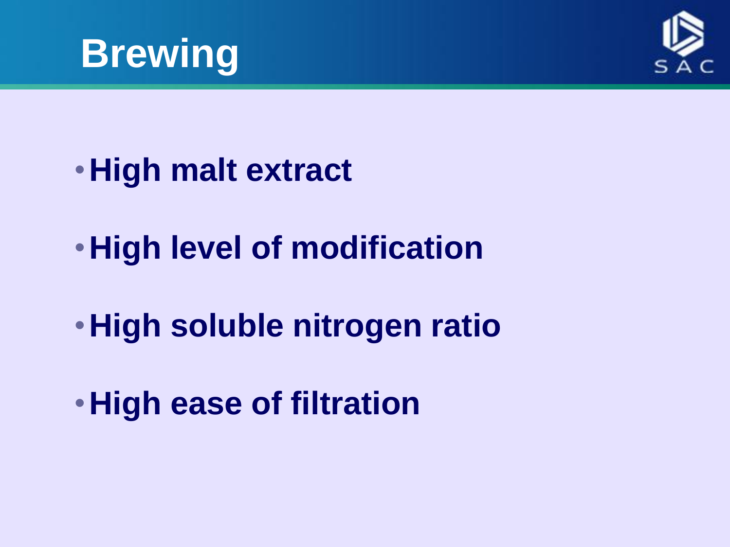# Brewing

- High malt extract
- High level of modification
- High soluble nitrogen ratio
- High ease of filtration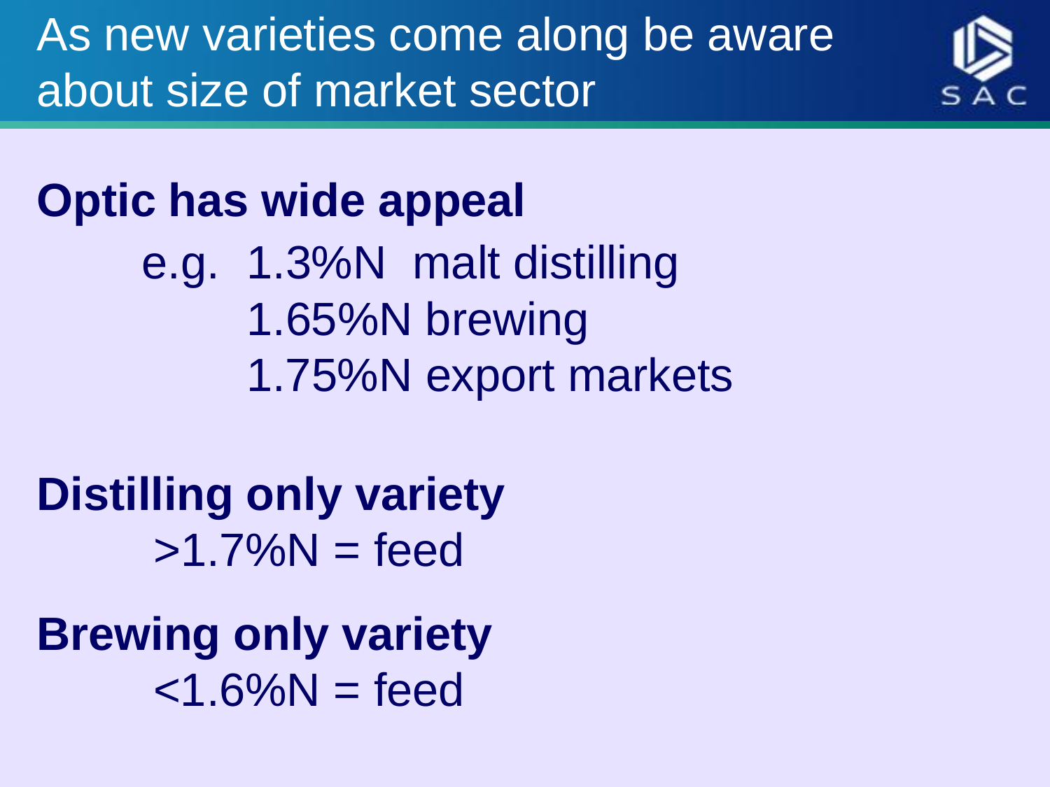# As new varieties come along be aware about size of market sector

**Optic has wide appeal**

e.g. 1.3%N malt distilling
1.65%N brewing
1.75%N export markets

**Distilling only variety**

>1.7%N = feed

**Brewing only variety**

<1.6%N = feed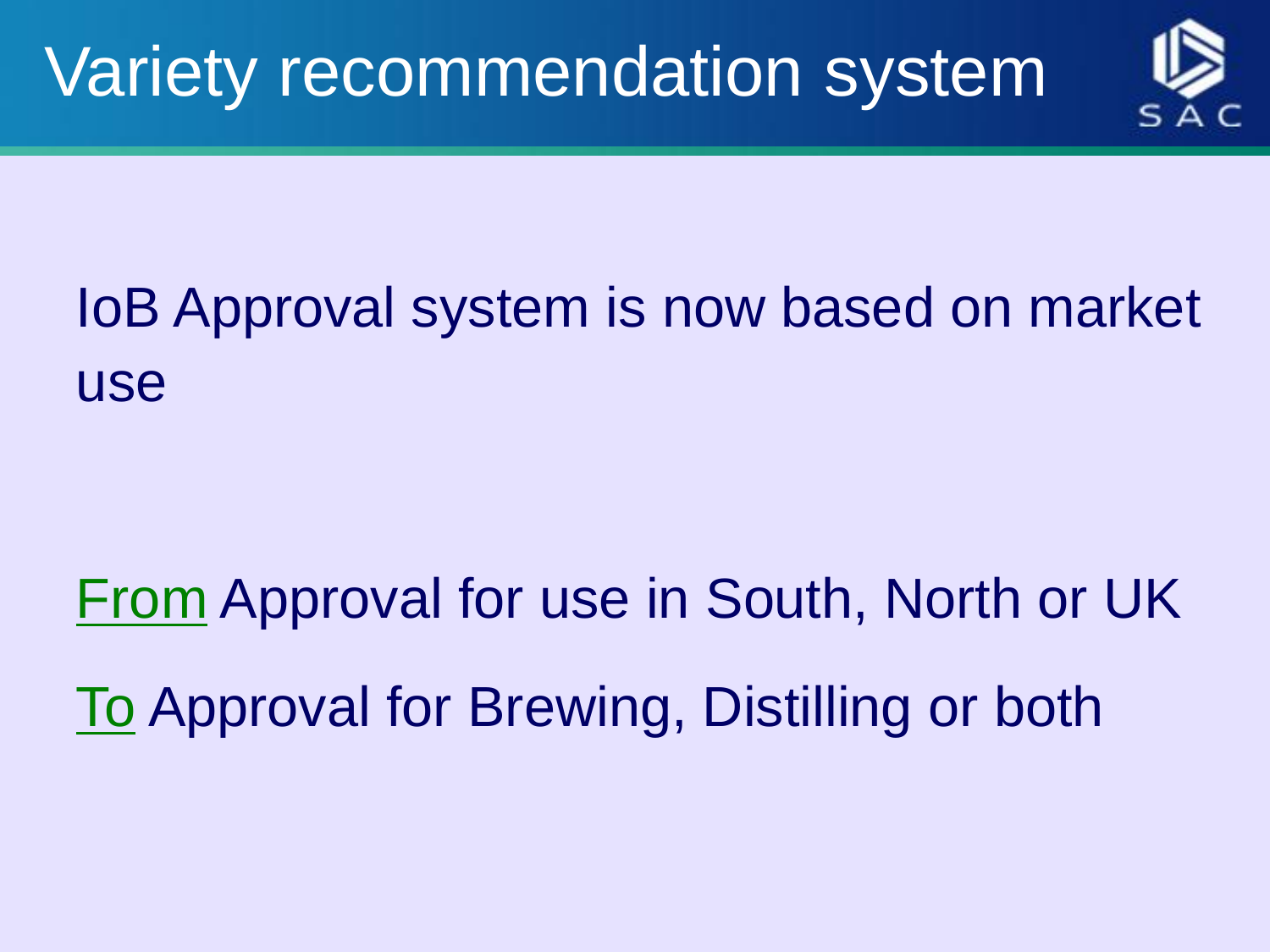# Variety recommendation system

IoB Approval system is now based on market use

From Approval for use in South, North or UK

To Approval for Brewing, Distilling or both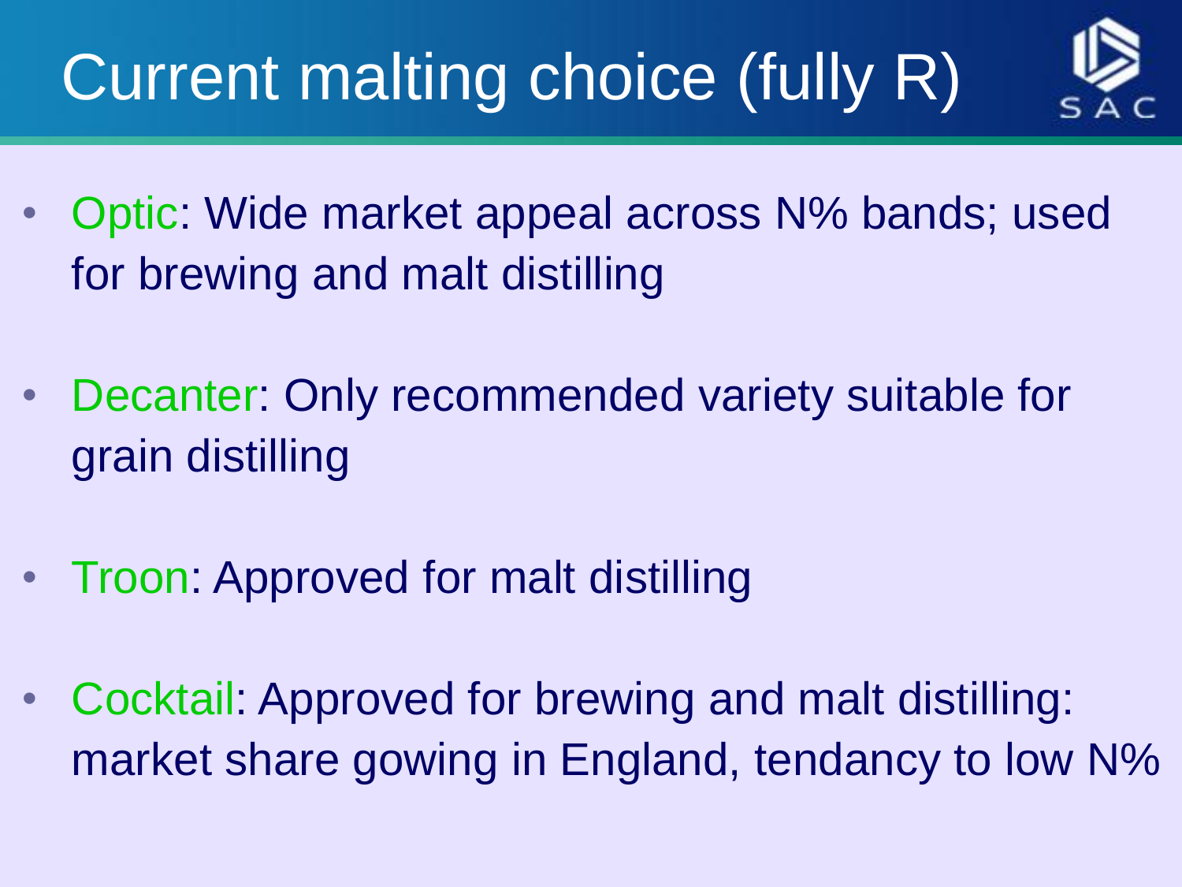# Current malting choice (fully R)

- Optic: Wide market appeal across N% bands; used for brewing and malt distilling
- Decanter: Only recommended variety suitable for grain distilling
- Troon: Approved for malt distilling
- Cocktail: Approved for brewing and malt distilling: market share gowing in England, tendancy to low N%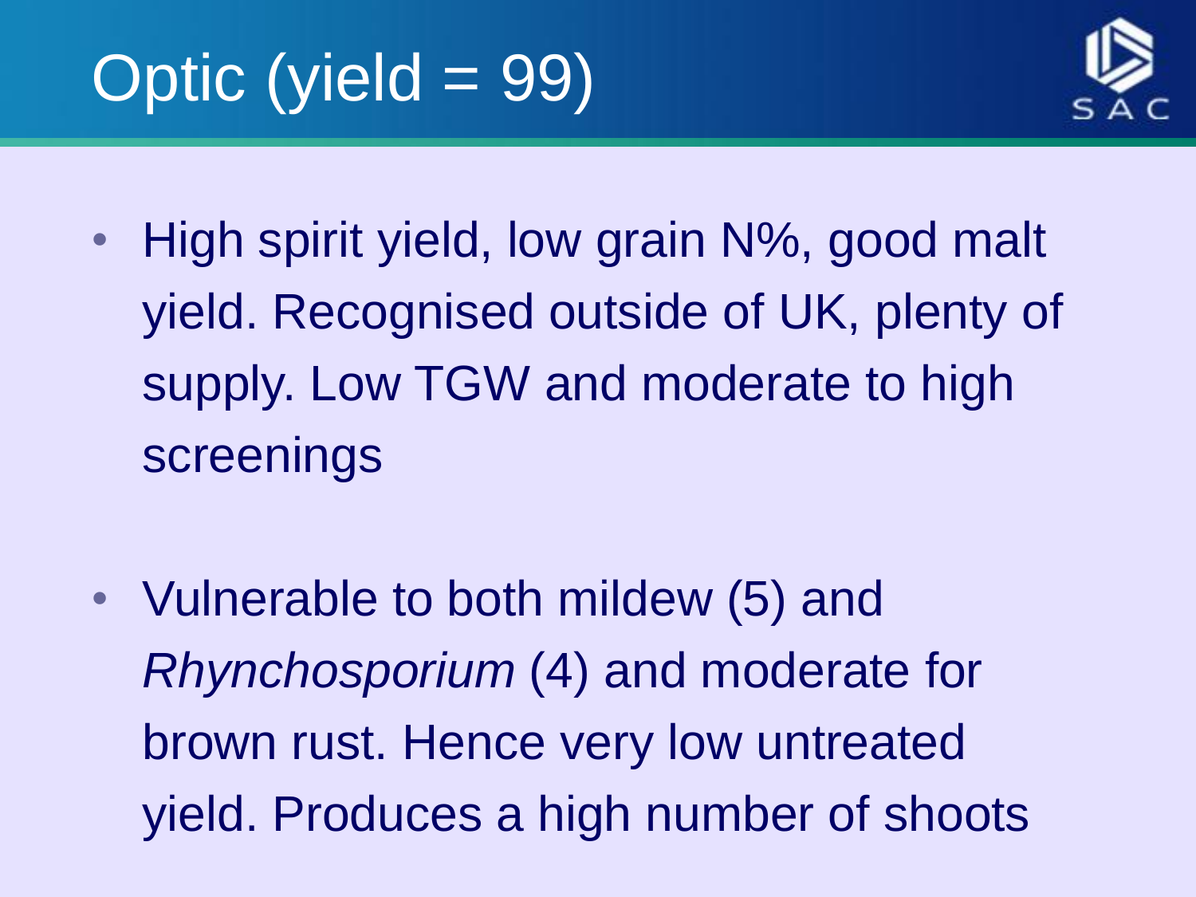# Optic (yield = 99)

- High spirit yield, low grain N%, good malt yield. Recognised outside of UK, plenty of supply. Low TGW and moderate to high screenings

- Vulnerable to both mildew (5) and *Rhynchosporium* (4) and moderate for brown rust. Hence very low untreated yield. Produces a high number of shoots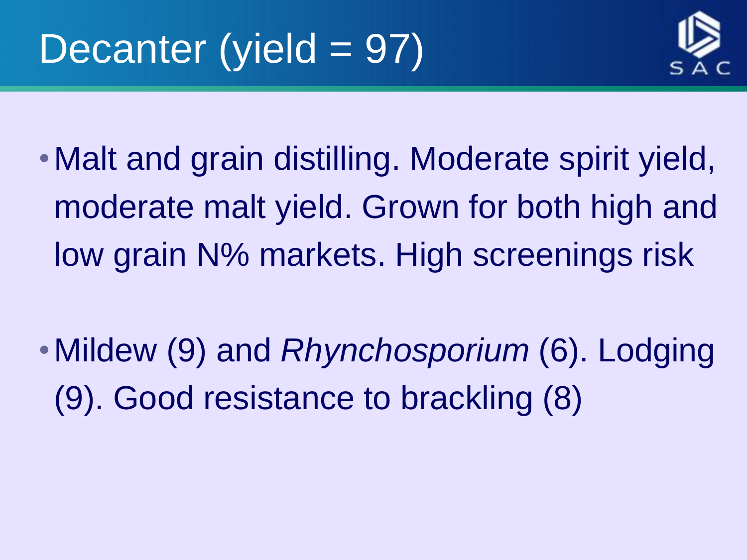# Decanter (yield = 97)

- Malt and grain distilling. Moderate spirit yield, moderate malt yield. Grown for both high and low grain N% markets. High screenings risk
- Mildew (9) and *Rhynchosporium* (6). Lodging (9). Good resistance to brackling (8)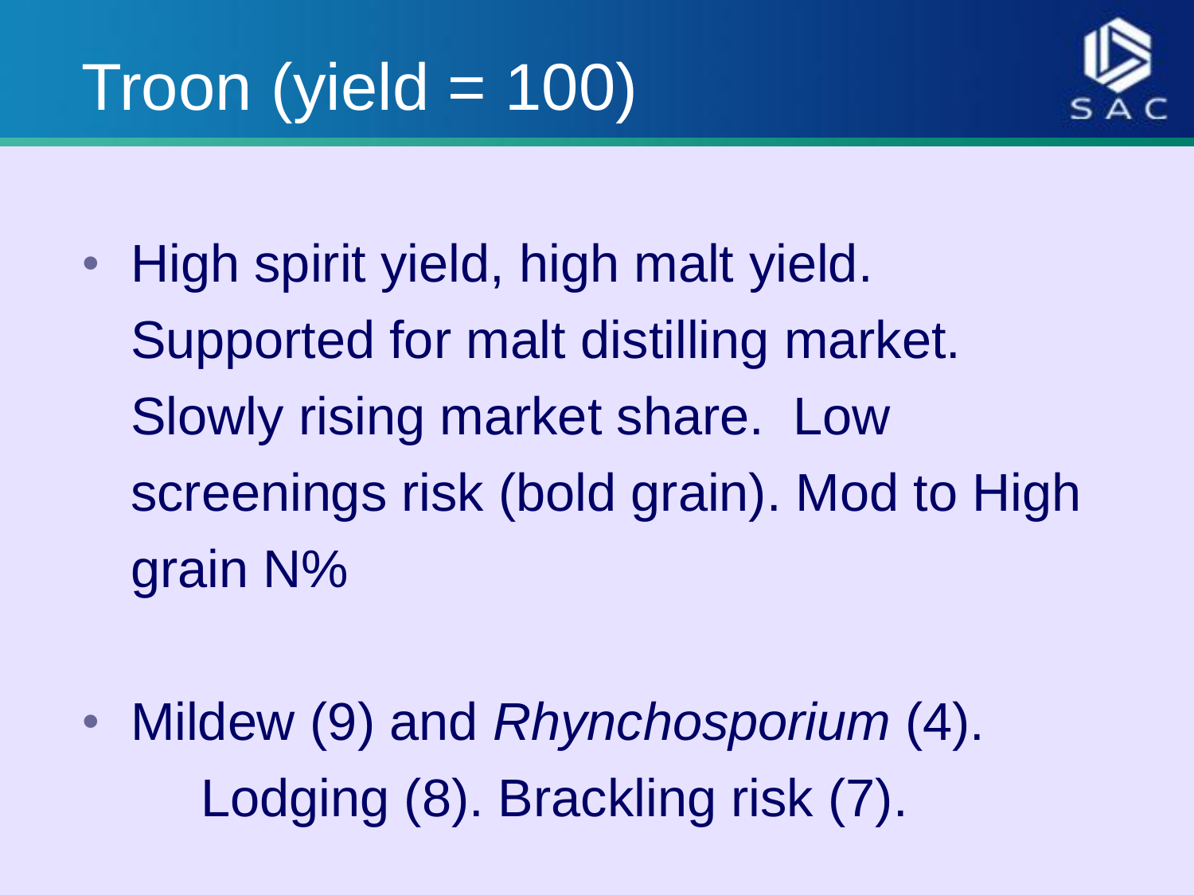# Troon (yield = 100)

- High spirit yield, high malt yield. Supported for malt distilling market. Slowly rising market share. Low screenings risk (bold grain). Mod to High grain N%

- Mildew (9) and *Rhynchosporium* (4). Lodging (8). Brackling risk (7).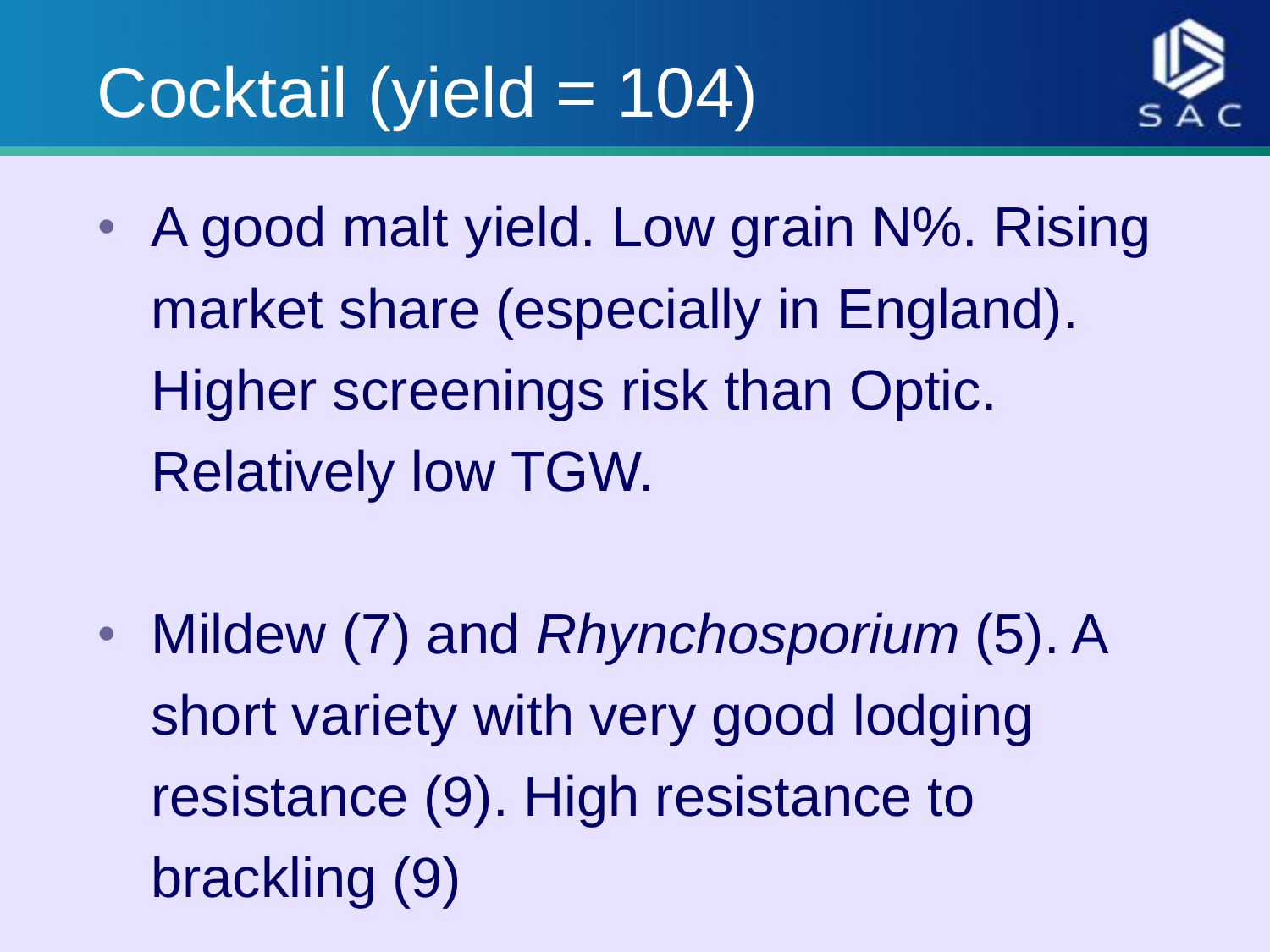# Cocktail (yield = 104)

- A good malt yield. Low grain N%. Rising market share (especially in England). Higher screenings risk than Optic. Relatively low TGW.

- Mildew (7) and *Rhynchosporium* (5). A short variety with very good lodging resistance (9). High resistance to brackling (9)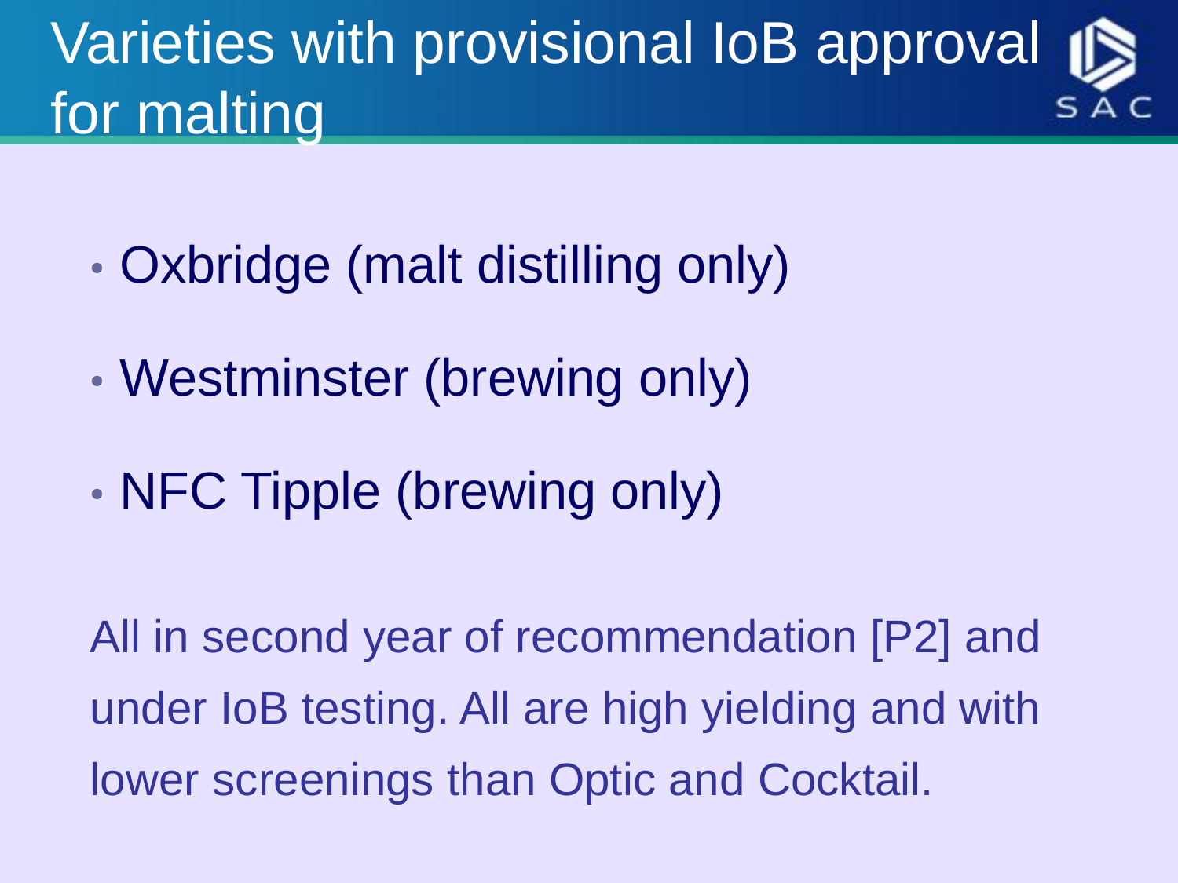# Varieties with provisional IoB approval for malting

- Oxbridge (malt distilling only)
- Westminster (brewing only)
- NFC Tipple (brewing only)

All in second year of recommendation [P2] and under IoB testing. All are high yielding and with lower screenings than Optic and Cocktail.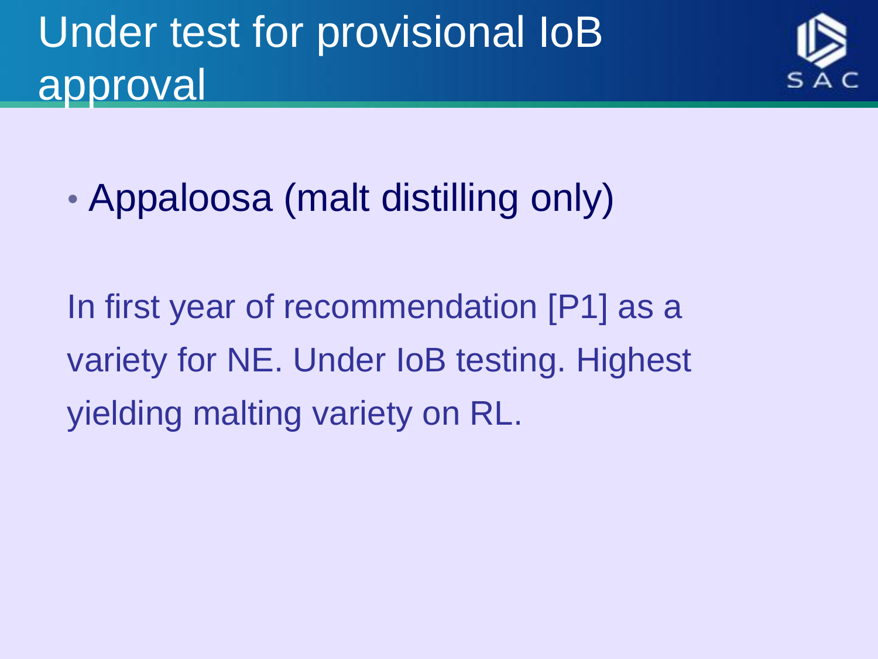# Under test for provisional IoB approval

- Appaloosa (malt distilling only)

In first year of recommendation [P1] as a variety for NE. Under IoB testing. Highest yielding malting variety on RL.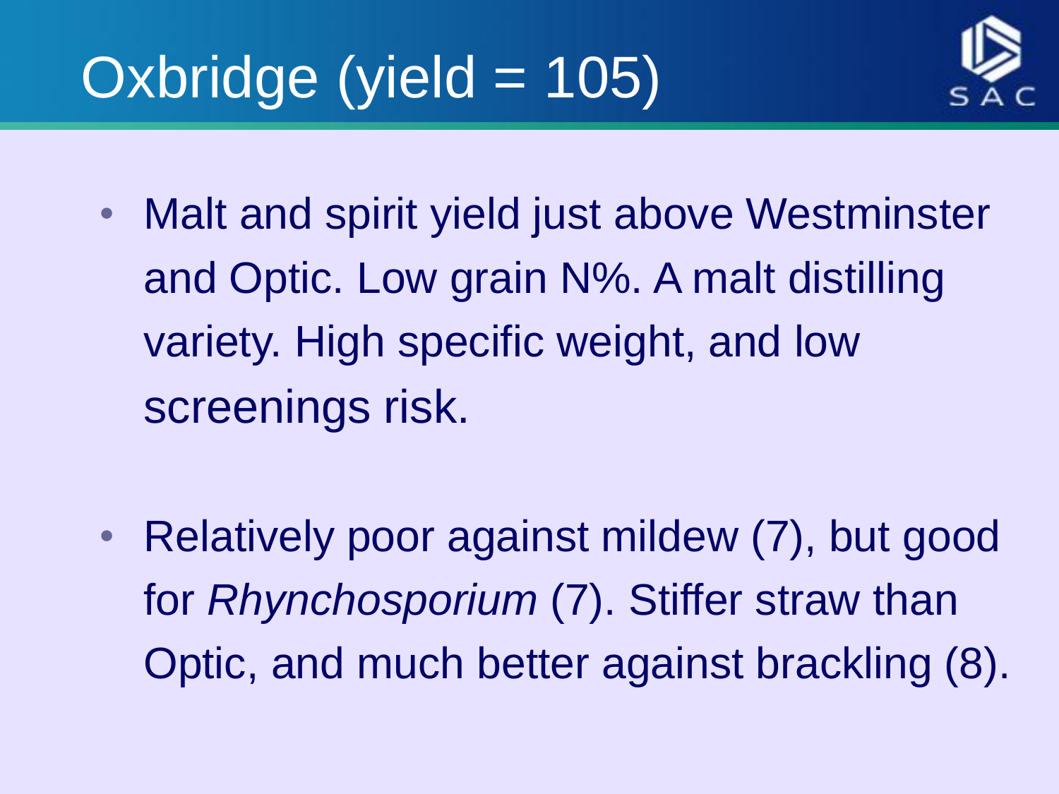# Oxbridge (yield = 105)

- Malt and spirit yield just above Westminster and Optic. Low grain N%. A malt distilling variety. High specific weight, and low screenings risk.

- Relatively poor against mildew (7), but good for *Rhynchosporium* (7). Stiffer straw than Optic, and much better against brackling (8).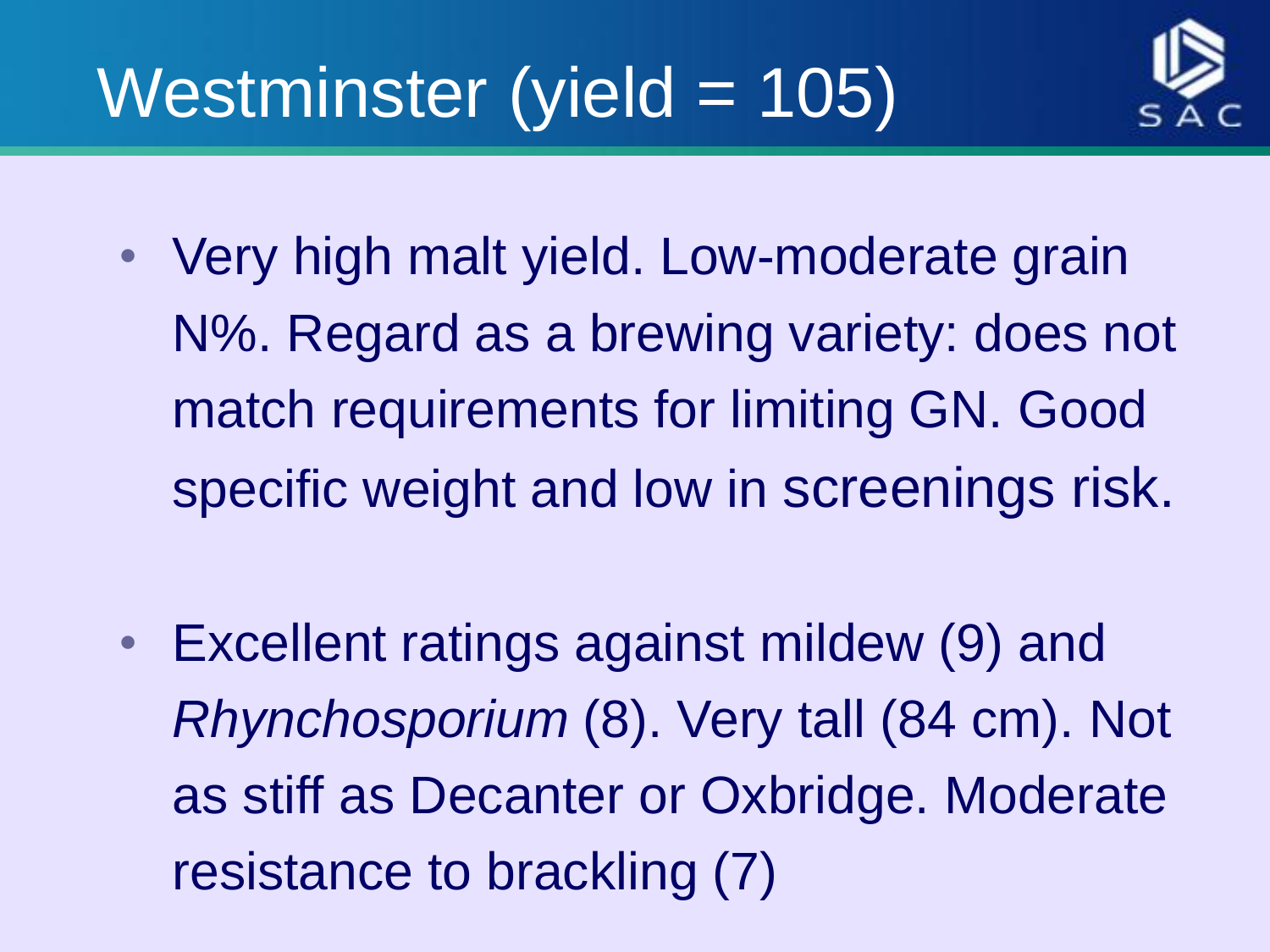# Westminster (yield = 105)

- Very high malt yield. Low-moderate grain N%. Regard as a brewing variety: does not match requirements for limiting GN. Good specific weight and low in screenings risk.

- Excellent ratings against mildew (9) and *Rhynchosporium* (8). Very tall (84 cm). Not as stiff as Decanter or Oxbridge. Moderate resistance to brackling (7)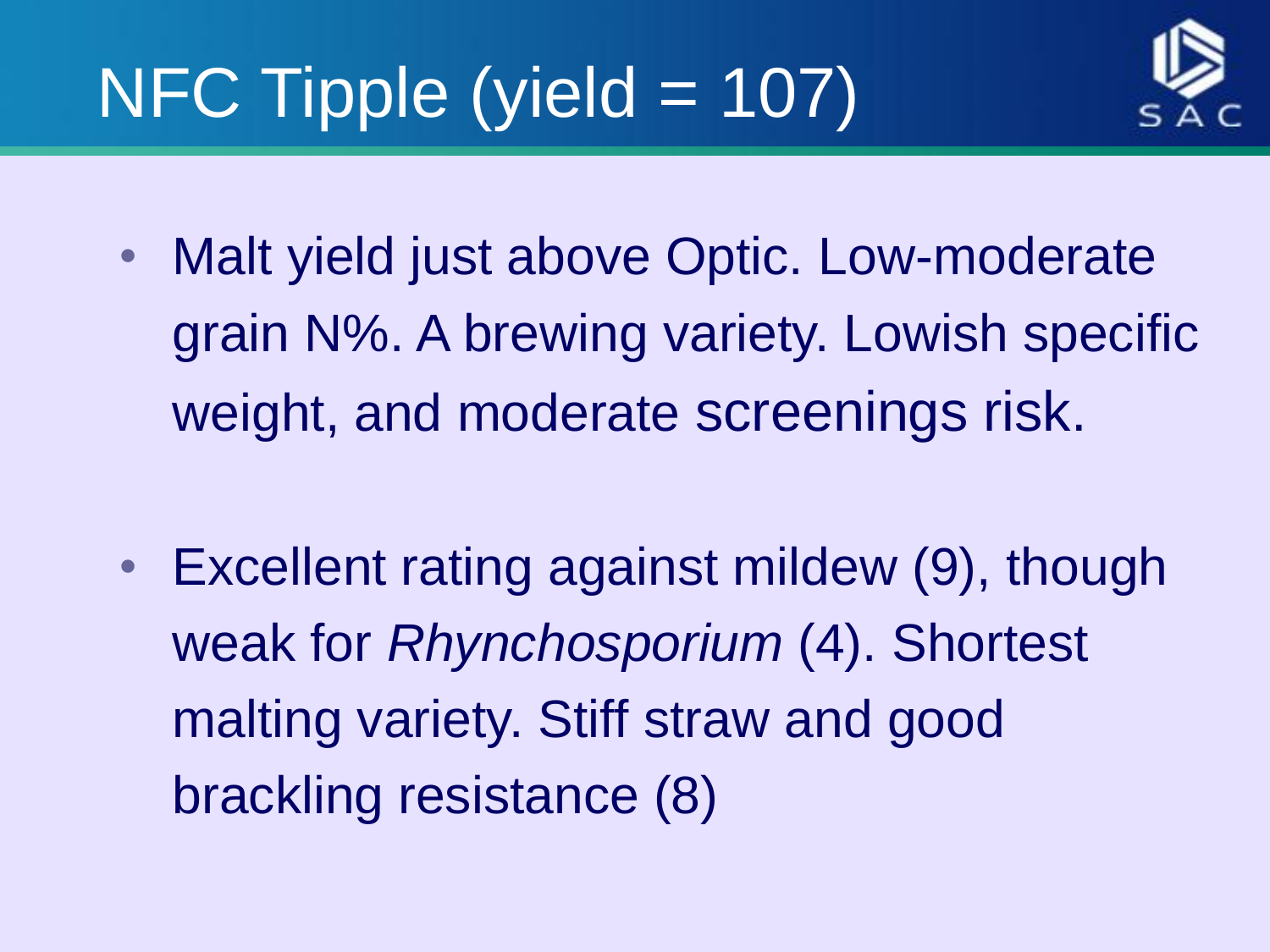# NFC Tipple (yield = 107)

- Malt yield just above Optic. Low-moderate grain N%. A brewing variety. Lowish specific weight, and moderate screenings risk.

- Excellent rating against mildew (9), though weak for *Rhynchosporium* (4). Shortest malting variety. Stiff straw and good brackling resistance (8)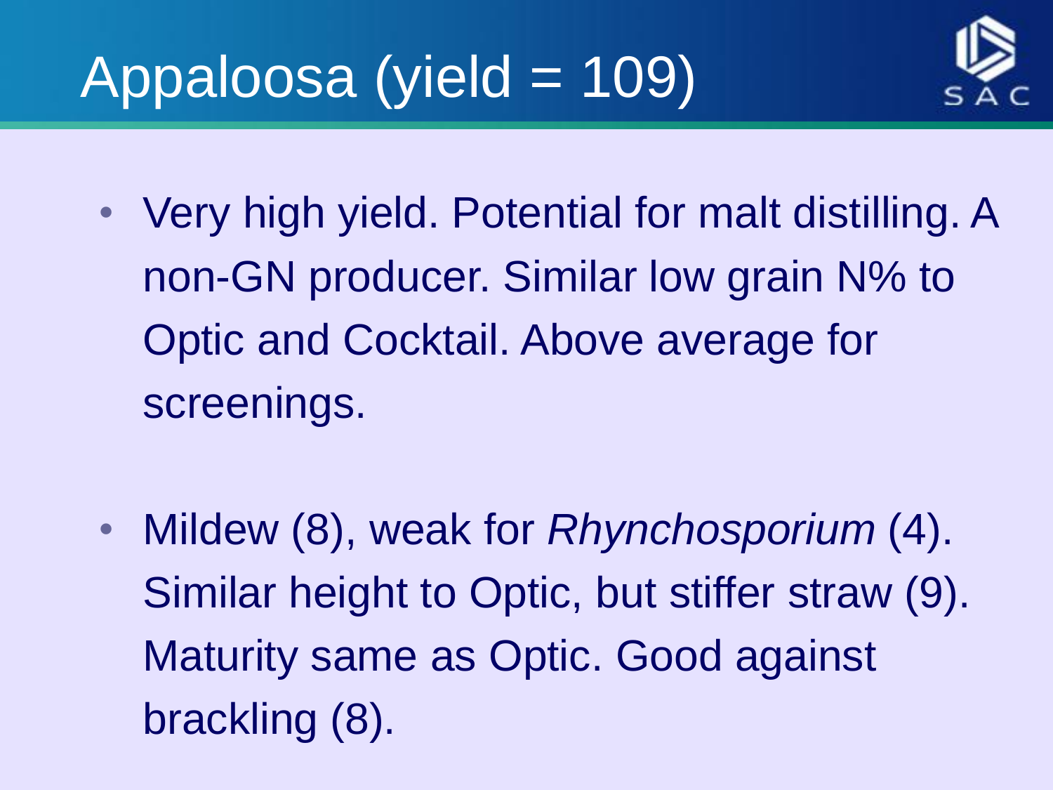# Appaloosa (yield = 109)

- Very high yield. Potential for malt distilling. A non-GN producer. Similar low grain N% to Optic and Cocktail. Above average for screenings.

- Mildew (8), weak for *Rhynchosporium* (4). Similar height to Optic, but stiffer straw (9). Maturity same as Optic. Good against brackling (8).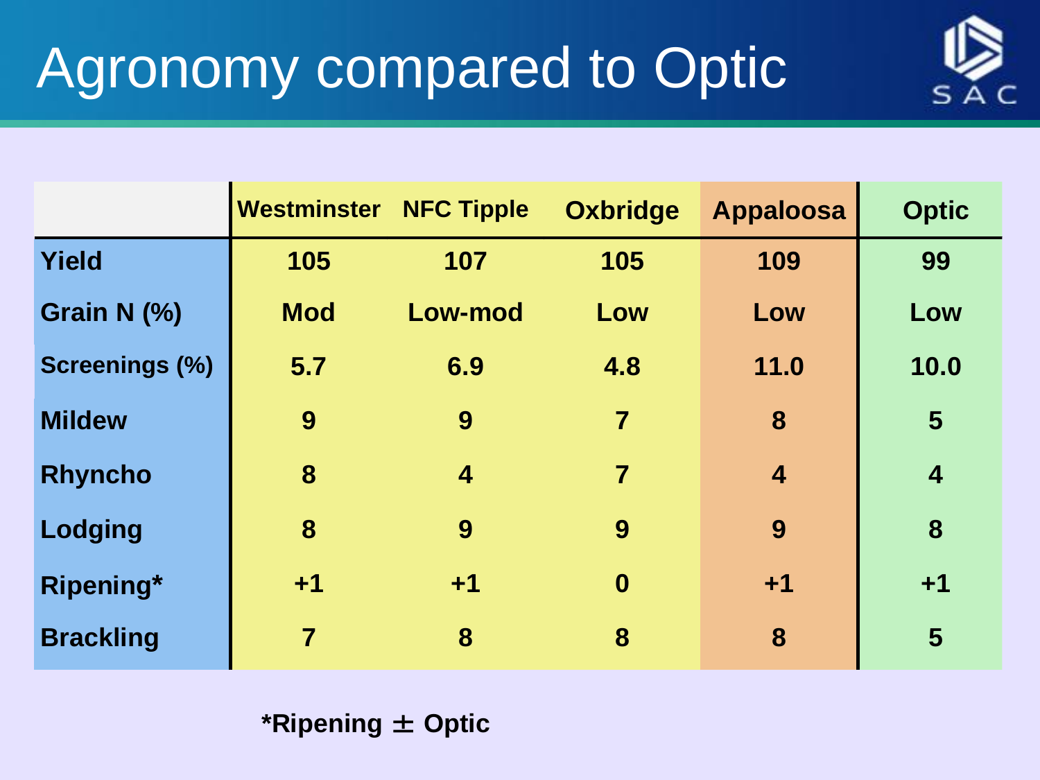# Agronomy compared to Optic

| | Westminster | NFC Tipple | Oxbridge | Appaloosa | Optic |
|---|---|---|---|---|---|
| Yield | 105 | 107 | 105 | 109 | 99 |
| Grain N (%) | Mod | Low-mod | Low | Low | Low |
| Screenings (%) | 5.7 | 6.9 | 4.8 | 11.0 | 10.0 |
| Mildew | 9 | 9 | 7 | 8 | 5 |
| Rhyncho | 8 | 4 | 7 | 4 | 4 |
| Lodging | 8 | 9 | 9 | 9 | 8 |
| Ripening* | +1 | +1 | 0 | +1 | +1 |
| Brackling | 7 | 8 | 8 | 8 | 5 |

*Ripening ± Optic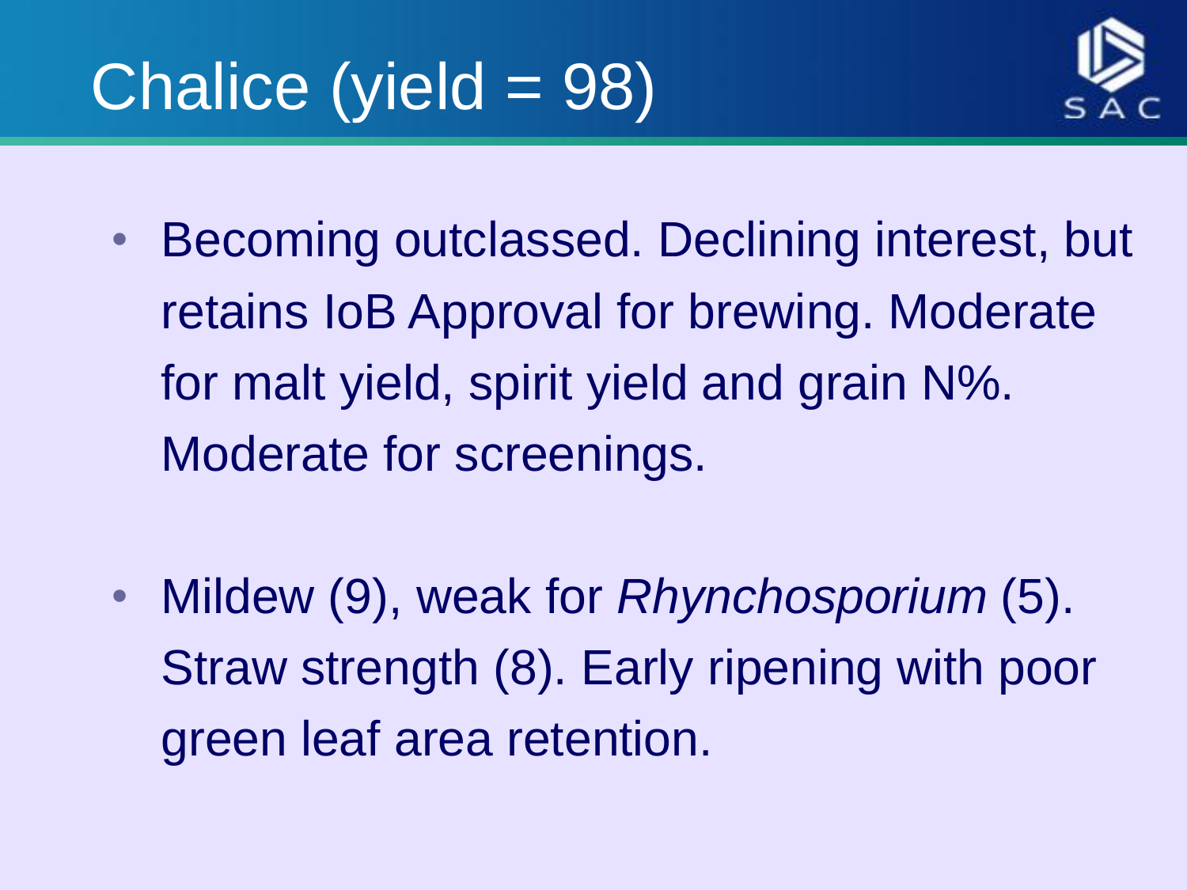# Chalice (yield = 98)

- Becoming outclassed. Declining interest, but retains IoB Approval for brewing. Moderate for malt yield, spirit yield and grain N%. Moderate for screenings.

- Mildew (9), weak for *Rhynchosporium* (5). Straw strength (8). Early ripening with poor green leaf area retention.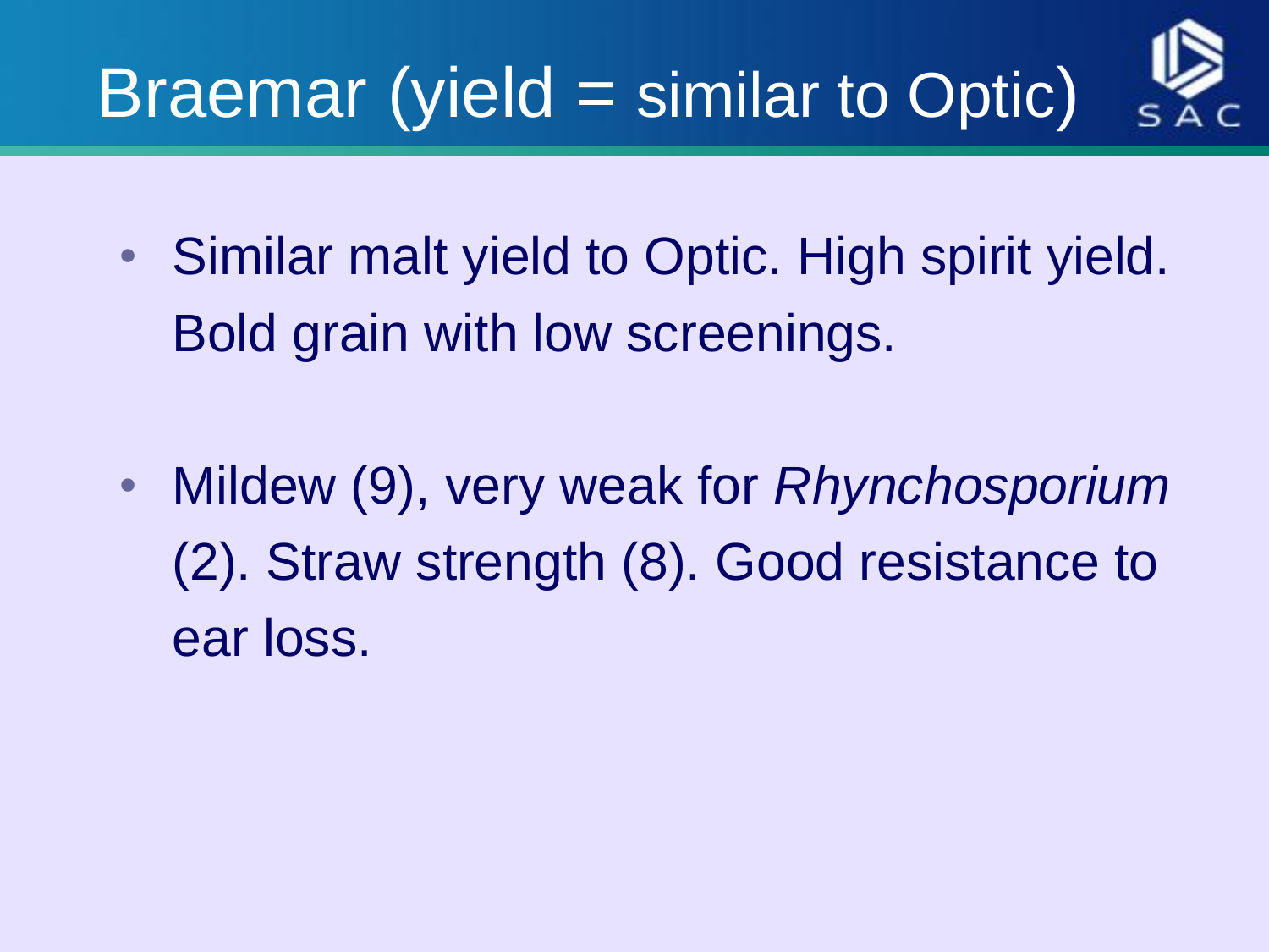# Braemar (yield = similar to Optic)

- Similar malt yield to Optic. High spirit yield. Bold grain with low screenings.

- Mildew (9), very weak for *Rhynchosporium* (2). Straw strength (8). Good resistance to ear loss.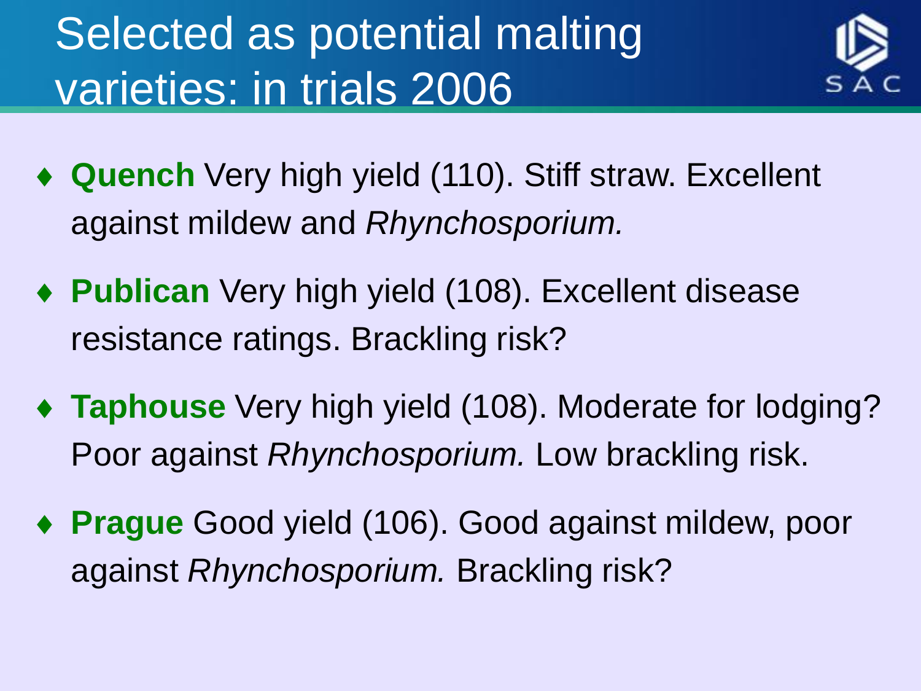# Selected as potential malting varieties: in trials 2006

- **Quench** Very high yield (110). Stiff straw. Excellent against mildew and *Rhynchosporium.*
- **Publican** Very high yield (108). Excellent disease resistance ratings. Brackling risk?
- **Taphouse** Very high yield (108). Moderate for lodging? Poor against *Rhynchosporium.* Low brackling risk.
- **Prague** Good yield (106). Good against mildew, poor against *Rhynchosporium.* Brackling risk?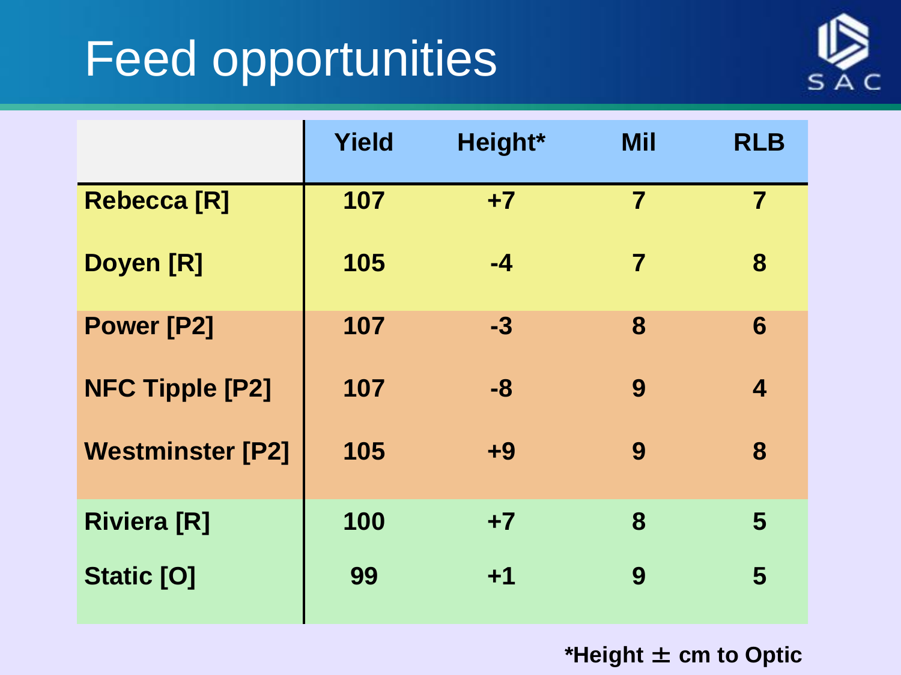# Feed opportunities

| | Yield | Height* | Mil | RLB |
|---|---|---|---|---|
| Rebecca [R] | 107 | +7 | 7 | 7 |
| Doyen [R] | 105 | -4 | 7 | 8 |
| Power [P2] | 107 | -3 | 8 | 6 |
| NFC Tipple [P2] | 107 | -8 | 9 | 4 |
| Westminster [P2] | 105 | +9 | 9 | 8 |
| Riviera [R] | 100 | +7 | 8 | 5 |
| Static [O] | 99 | +1 | 9 | 5 |

*Height ± cm to Optic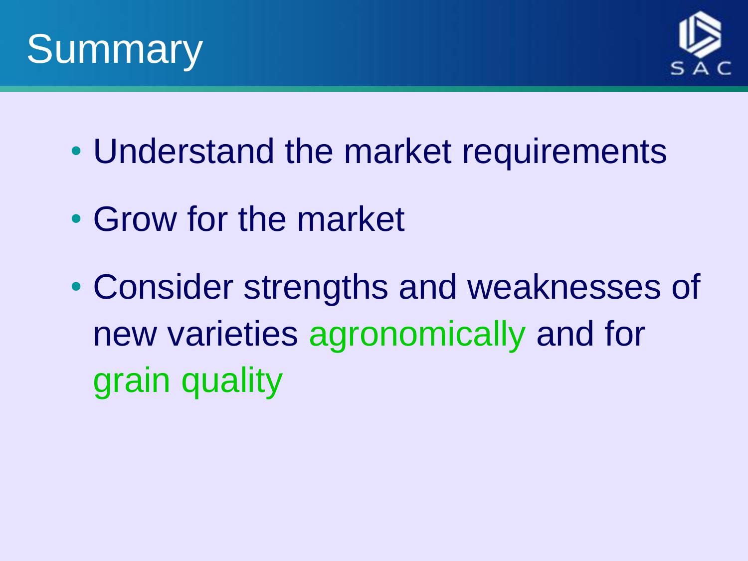# Summary

- Understand the market requirements
- Grow for the market
- Consider strengths and weaknesses of new varieties agronomically and for grain quality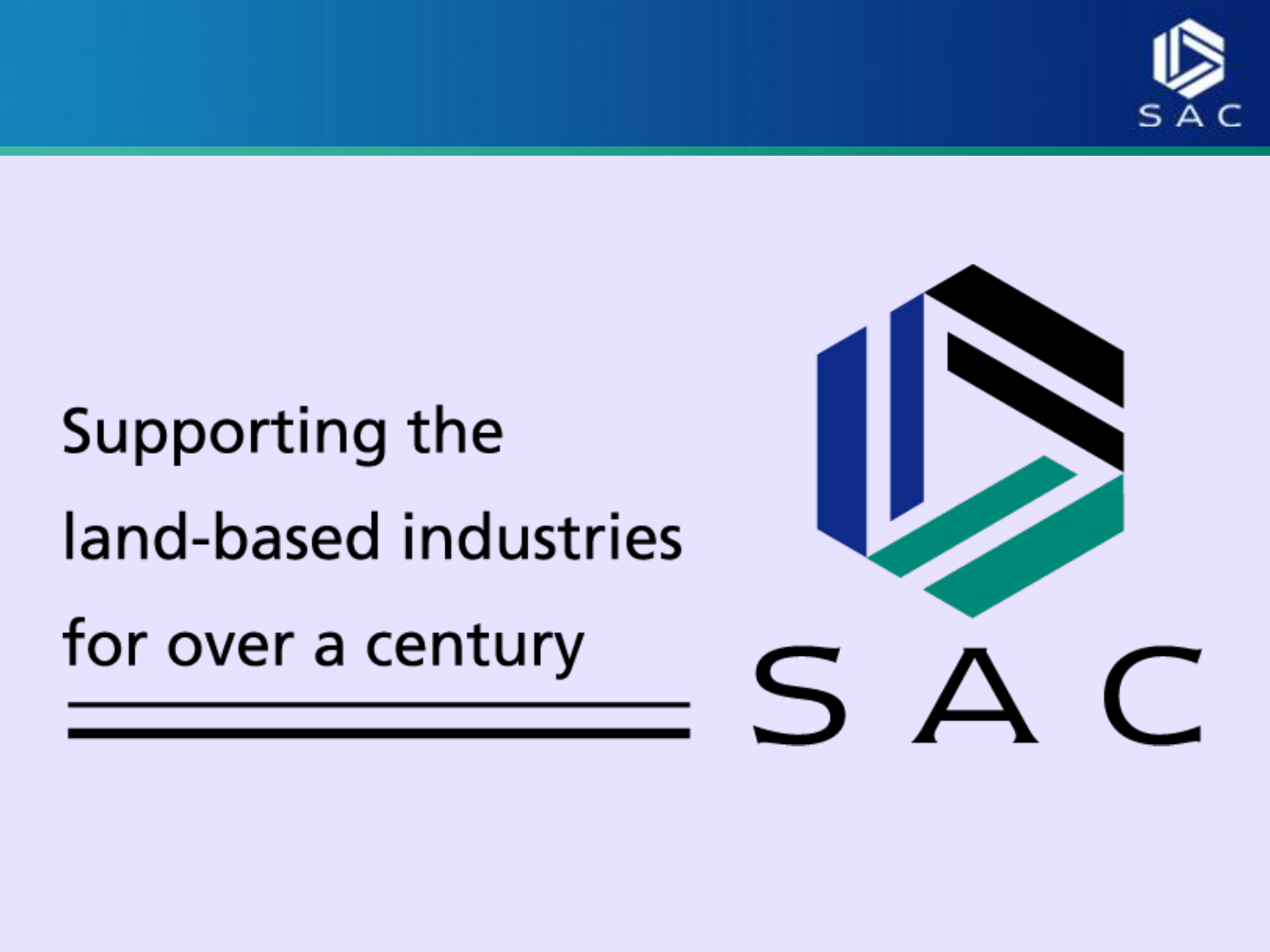Supporting the land-based industries for over a century

SAC